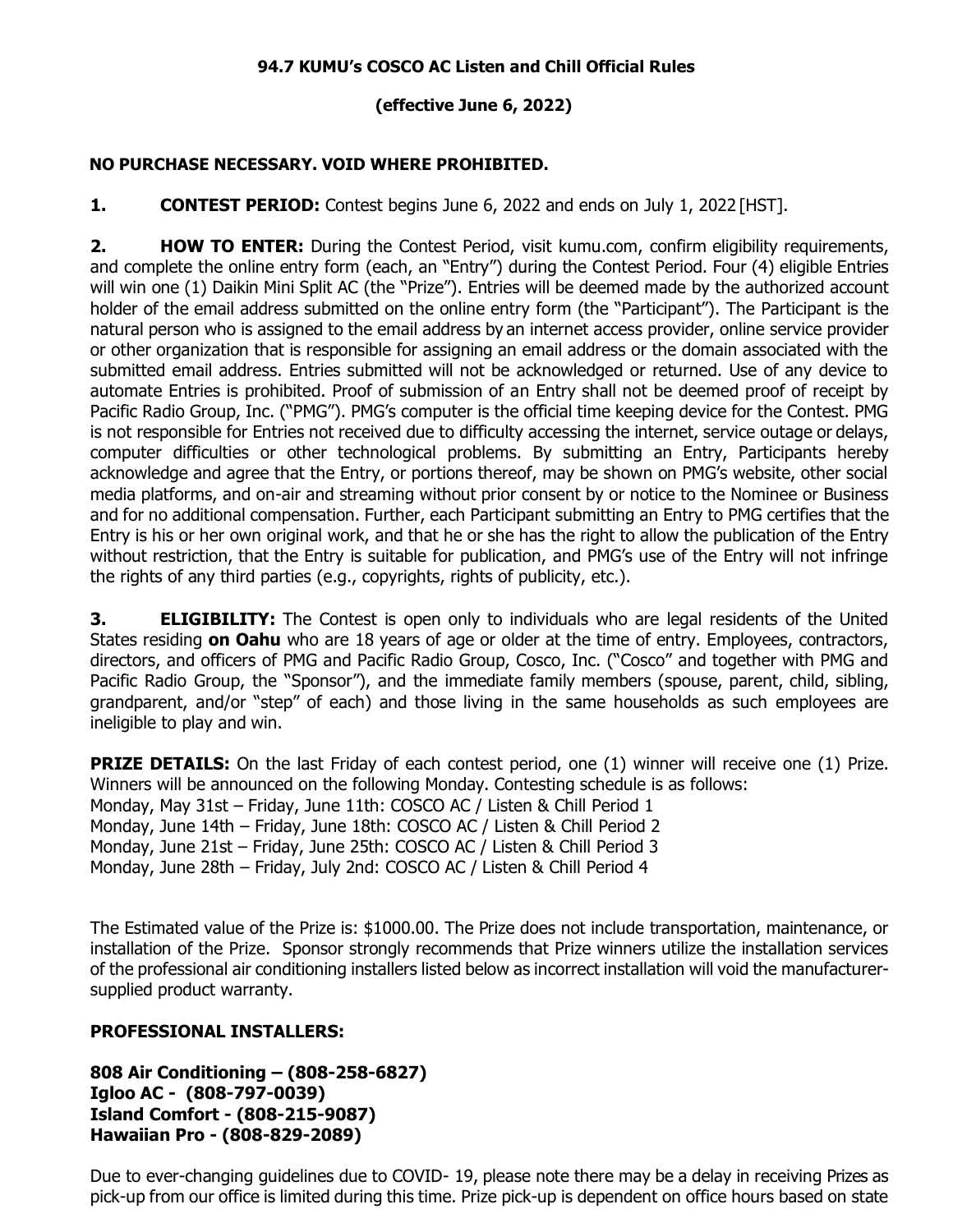# 94.7 KUMU's COSCO AC Listen and Chill Official Rules

**(effective June 6, 2022)**

**NO PURCHASE NECESSARY. VOID WHERE PROHIBITED.**

**1. CONTEST PERIOD:** Contest begins June 6, 2022 and ends on July 1, 2022 [HST].

**2. HOW TO ENTER:** During the Contest Period, visit kumu.com, confirm eligibility requirements, and complete the online entry form (each, an "Entry") during the Contest Period. Four (4) eligible Entries will win one (1) Daikin Mini Split AC (the "Prize"). Entries will be deemed made by the authorized account holder of the email address submitted on the online entry form (the "Participant"). The Participant is the natural person who is assigned to the email address by an internet access provider, online service provider or other organization that is responsible for assigning an email address or the domain associated with the submitted email address. Entries submitted will not be acknowledged or returned. Use of any device to automate Entries is prohibited. Proof of submission of an Entry shall not be deemed proof of receipt by Pacific Radio Group, Inc. ("PMG"). PMG's computer is the official time keeping device for the Contest. PMG is not responsible for Entries not received due to difficulty accessing the internet, service outage or delays, computer difficulties or other technological problems. By submitting an Entry, Participants hereby acknowledge and agree that the Entry, or portions thereof, may be shown on PMG's website, other social media platforms, and on-air and streaming without prior consent by or notice to the Nominee or Business and for no additional compensation. Further, each Participant submitting an Entry to PMG certifies that the Entry is his or her own original work, and that he or she has the right to allow the publication of the Entry without restriction, that the Entry is suitable for publication, and PMG's use of the Entry will not infringe the rights of any third parties (e.g., copyrights, rights of publicity, etc.).

**3. ELIGIBILITY:** The Contest is open only to individuals who are legal residents of the United States residing **on Oahu** who are 18 years of age or older at the time of entry. Employees, contractors, directors, and officers of PMG and Pacific Radio Group, Cosco, Inc. ("Cosco" and together with PMG and Pacific Radio Group, the "Sponsor"), and the immediate family members (spouse, parent, child, sibling, grandparent, and/or "step" of each) and those living in the same households as such employees are ineligible to play and win.

**PRIZE DETAILS:** On the last Friday of each contest period, one (1) winner will receive one (1) Prize. Winners will be announced on the following Monday. Contesting schedule is as follows:
Monday, May 31st – Friday, June 11th: COSCO AC / Listen & Chill Period 1
Monday, June 14th – Friday, June 18th: COSCO AC / Listen & Chill Period 2
Monday, June 21st – Friday, June 25th: COSCO AC / Listen & Chill Period 3
Monday, June 28th – Friday, July 2nd: COSCO AC / Listen & Chill Period 4

The Estimated value of the Prize is: $1000.00. The Prize does not include transportation, maintenance, or installation of the Prize. Sponsor strongly recommends that Prize winners utilize the installation services of the professional air conditioning installers listed below as incorrect installation will void the manufacturer-supplied product warranty.

**PROFESSIONAL INSTALLERS:**

**808 Air Conditioning – (808-258-6827)**
**Igloo AC - (808-797-0039)**
**Island Comfort - (808-215-9087)**
**Hawaiian Pro - (808-829-2089)**

Due to ever-changing guidelines due to COVID- 19, please note there may be a delay in receiving Prizes as pick-up from our office is limited during this time. Prize pick-up is dependent on office hours based on state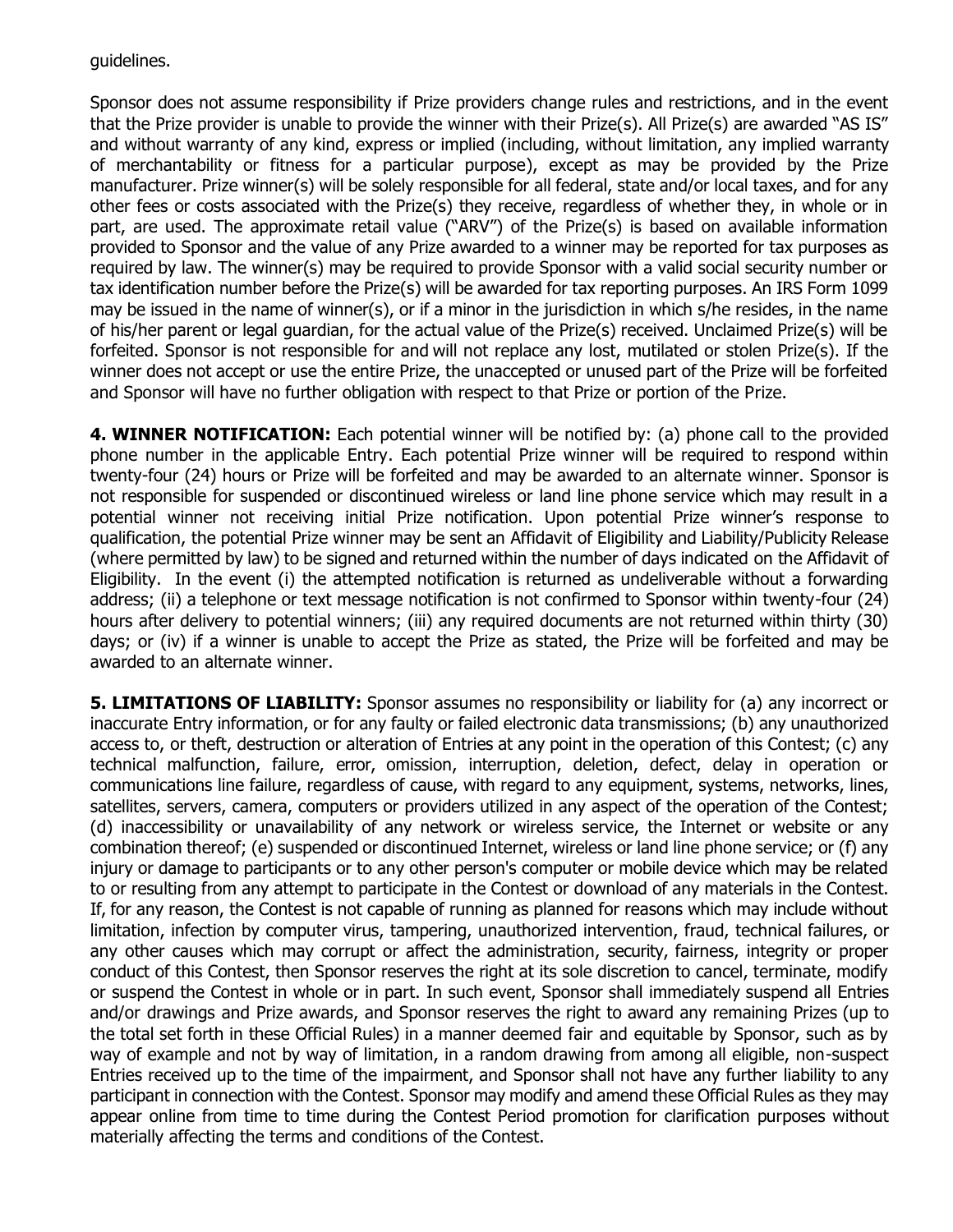guidelines.

Sponsor does not assume responsibility if Prize providers change rules and restrictions, and in the event that the Prize provider is unable to provide the winner with their Prize(s). All Prize(s) are awarded "AS IS" and without warranty of any kind, express or implied (including, without limitation, any implied warranty of merchantability or fitness for a particular purpose), except as may be provided by the Prize manufacturer. Prize winner(s) will be solely responsible for all federal, state and/or local taxes, and for any other fees or costs associated with the Prize(s) they receive, regardless of whether they, in whole or in part, are used. The approximate retail value ("ARV") of the Prize(s) is based on available information provided to Sponsor and the value of any Prize awarded to a winner may be reported for tax purposes as required by law. The winner(s) may be required to provide Sponsor with a valid social security number or tax identification number before the Prize(s) will be awarded for tax reporting purposes. An IRS Form 1099 may be issued in the name of winner(s), or if a minor in the jurisdiction in which s/he resides, in the name of his/her parent or legal guardian, for the actual value of the Prize(s) received. Unclaimed Prize(s) will be forfeited. Sponsor is not responsible for and will not replace any lost, mutilated or stolen Prize(s). If the winner does not accept or use the entire Prize, the unaccepted or unused part of the Prize will be forfeited and Sponsor will have no further obligation with respect to that Prize or portion of the Prize.

**4. WINNER NOTIFICATION:** Each potential winner will be notified by: (a) phone call to the provided phone number in the applicable Entry. Each potential Prize winner will be required to respond within twenty-four (24) hours or Prize will be forfeited and may be awarded to an alternate winner. Sponsor is not responsible for suspended or discontinued wireless or land line phone service which may result in a potential winner not receiving initial Prize notification. Upon potential Prize winner's response to qualification, the potential Prize winner may be sent an Affidavit of Eligibility and Liability/Publicity Release (where permitted by law) to be signed and returned within the number of days indicated on the Affidavit of Eligibility. In the event (i) the attempted notification is returned as undeliverable without a forwarding address; (ii) a telephone or text message notification is not confirmed to Sponsor within twenty-four (24) hours after delivery to potential winners; (iii) any required documents are not returned within thirty (30) days; or (iv) if a winner is unable to accept the Prize as stated, the Prize will be forfeited and may be awarded to an alternate winner.

**5. LIMITATIONS OF LIABILITY:** Sponsor assumes no responsibility or liability for (a) any incorrect or inaccurate Entry information, or for any faulty or failed electronic data transmissions; (b) any unauthorized access to, or theft, destruction or alteration of Entries at any point in the operation of this Contest; (c) any technical malfunction, failure, error, omission, interruption, deletion, defect, delay in operation or communications line failure, regardless of cause, with regard to any equipment, systems, networks, lines, satellites, servers, camera, computers or providers utilized in any aspect of the operation of the Contest; (d) inaccessibility or unavailability of any network or wireless service, the Internet or website or any combination thereof; (e) suspended or discontinued Internet, wireless or land line phone service; or (f) any injury or damage to participants or to any other person's computer or mobile device which may be related to or resulting from any attempt to participate in the Contest or download of any materials in the Contest. If, for any reason, the Contest is not capable of running as planned for reasons which may include without limitation, infection by computer virus, tampering, unauthorized intervention, fraud, technical failures, or any other causes which may corrupt or affect the administration, security, fairness, integrity or proper conduct of this Contest, then Sponsor reserves the right at its sole discretion to cancel, terminate, modify or suspend the Contest in whole or in part. In such event, Sponsor shall immediately suspend all Entries and/or drawings and Prize awards, and Sponsor reserves the right to award any remaining Prizes (up to the total set forth in these Official Rules) in a manner deemed fair and equitable by Sponsor, such as by way of example and not by way of limitation, in a random drawing from among all eligible, non-suspect Entries received up to the time of the impairment, and Sponsor shall not have any further liability to any participant in connection with the Contest. Sponsor may modify and amend these Official Rules as they may appear online from time to time during the Contest Period promotion for clarification purposes without materially affecting the terms and conditions of the Contest.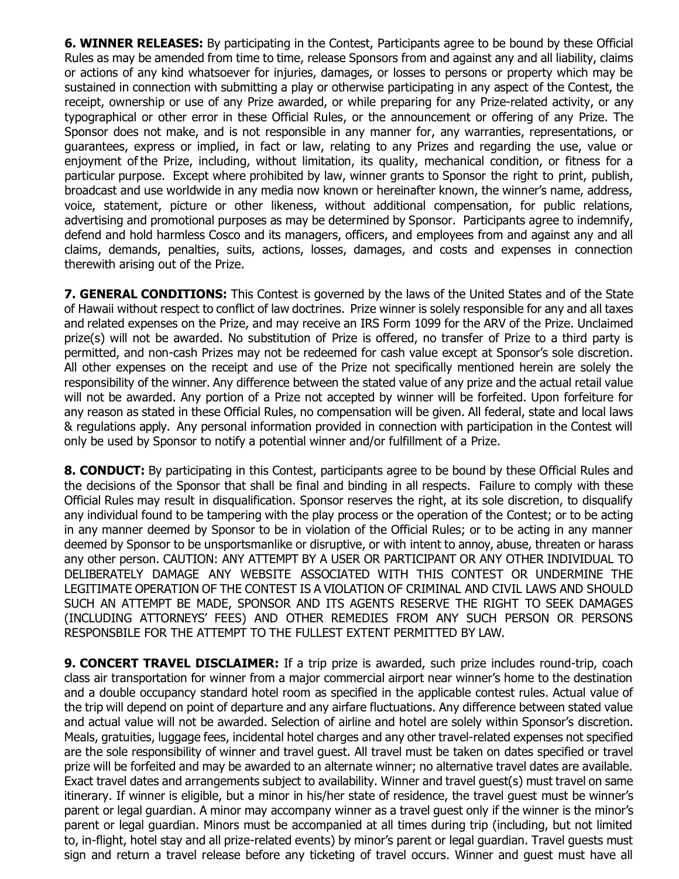**6. WINNER RELEASES:** By participating in the Contest, Participants agree to be bound by these Official Rules as may be amended from time to time, release Sponsors from and against any and all liability, claims or actions of any kind whatsoever for injuries, damages, or losses to persons or property which may be sustained in connection with submitting a play or otherwise participating in any aspect of the Contest, the receipt, ownership or use of any Prize awarded, or while preparing for any Prize-related activity, or any typographical or other error in these Official Rules, or the announcement or offering of any Prize. The Sponsor does not make, and is not responsible in any manner for, any warranties, representations, or guarantees, express or implied, in fact or law, relating to any Prizes and regarding the use, value or enjoyment of the Prize, including, without limitation, its quality, mechanical condition, or fitness for a particular purpose. Except where prohibited by law, winner grants to Sponsor the right to print, publish, broadcast and use worldwide in any media now known or hereinafter known, the winner's name, address, voice, statement, picture or other likeness, without additional compensation, for public relations, advertising and promotional purposes as may be determined by Sponsor. Participants agree to indemnify, defend and hold harmless Cosco and its managers, officers, and employees from and against any and all claims, demands, penalties, suits, actions, losses, damages, and costs and expenses in connection therewith arising out of the Prize.

**7. GENERAL CONDITIONS:** This Contest is governed by the laws of the United States and of the State of Hawaii without respect to conflict of law doctrines. Prize winner is solely responsible for any and all taxes and related expenses on the Prize, and may receive an IRS Form 1099 for the ARV of the Prize. Unclaimed prize(s) will not be awarded. No substitution of Prize is offered, no transfer of Prize to a third party is permitted, and non-cash Prizes may not be redeemed for cash value except at Sponsor's sole discretion. All other expenses on the receipt and use of the Prize not specifically mentioned herein are solely the responsibility of the winner. Any difference between the stated value of any prize and the actual retail value will not be awarded. Any portion of a Prize not accepted by winner will be forfeited. Upon forfeiture for any reason as stated in these Official Rules, no compensation will be given. All federal, state and local laws & regulations apply. Any personal information provided in connection with participation in the Contest will only be used by Sponsor to notify a potential winner and/or fulfillment of a Prize.

**8. CONDUCT:** By participating in this Contest, participants agree to be bound by these Official Rules and the decisions of the Sponsor that shall be final and binding in all respects. Failure to comply with these Official Rules may result in disqualification. Sponsor reserves the right, at its sole discretion, to disqualify any individual found to be tampering with the play process or the operation of the Contest; or to be acting in any manner deemed by Sponsor to be in violation of the Official Rules; or to be acting in any manner deemed by Sponsor to be unsportsmanlike or disruptive, or with intent to annoy, abuse, threaten or harass any other person. CAUTION: ANY ATTEMPT BY A USER OR PARTICIPANT OR ANY OTHER INDIVIDUAL TO DELIBERATELY DAMAGE ANY WEBSITE ASSOCIATED WITH THIS CONTEST OR UNDERMINE THE LEGITIMATE OPERATION OF THE CONTEST IS A VIOLATION OF CRIMINAL AND CIVIL LAWS AND SHOULD SUCH AN ATTEMPT BE MADE, SPONSOR AND ITS AGENTS RESERVE THE RIGHT TO SEEK DAMAGES (INCLUDING ATTORNEYS' FEES) AND OTHER REMEDIES FROM ANY SUCH PERSON OR PERSONS RESPONSBILE FOR THE ATTEMPT TO THE FULLEST EXTENT PERMITTED BY LAW.

**9. CONCERT TRAVEL DISCLAIMER:** If a trip prize is awarded, such prize includes round-trip, coach class air transportation for winner from a major commercial airport near winner's home to the destination and a double occupancy standard hotel room as specified in the applicable contest rules. Actual value of the trip will depend on point of departure and any airfare fluctuations. Any difference between stated value and actual value will not be awarded. Selection of airline and hotel are solely within Sponsor's discretion. Meals, gratuities, luggage fees, incidental hotel charges and any other travel-related expenses not specified are the sole responsibility of winner and travel guest. All travel must be taken on dates specified or travel prize will be forfeited and may be awarded to an alternate winner; no alternative travel dates are available. Exact travel dates and arrangements subject to availability. Winner and travel guest(s) must travel on same itinerary. If winner is eligible, but a minor in his/her state of residence, the travel guest must be winner's parent or legal guardian. A minor may accompany winner as a travel guest only if the winner is the minor's parent or legal guardian. Minors must be accompanied at all times during trip (including, but not limited to, in-flight, hotel stay and all prize-related events) by minor's parent or legal guardian. Travel guests must sign and return a travel release before any ticketing of travel occurs. Winner and guest must have all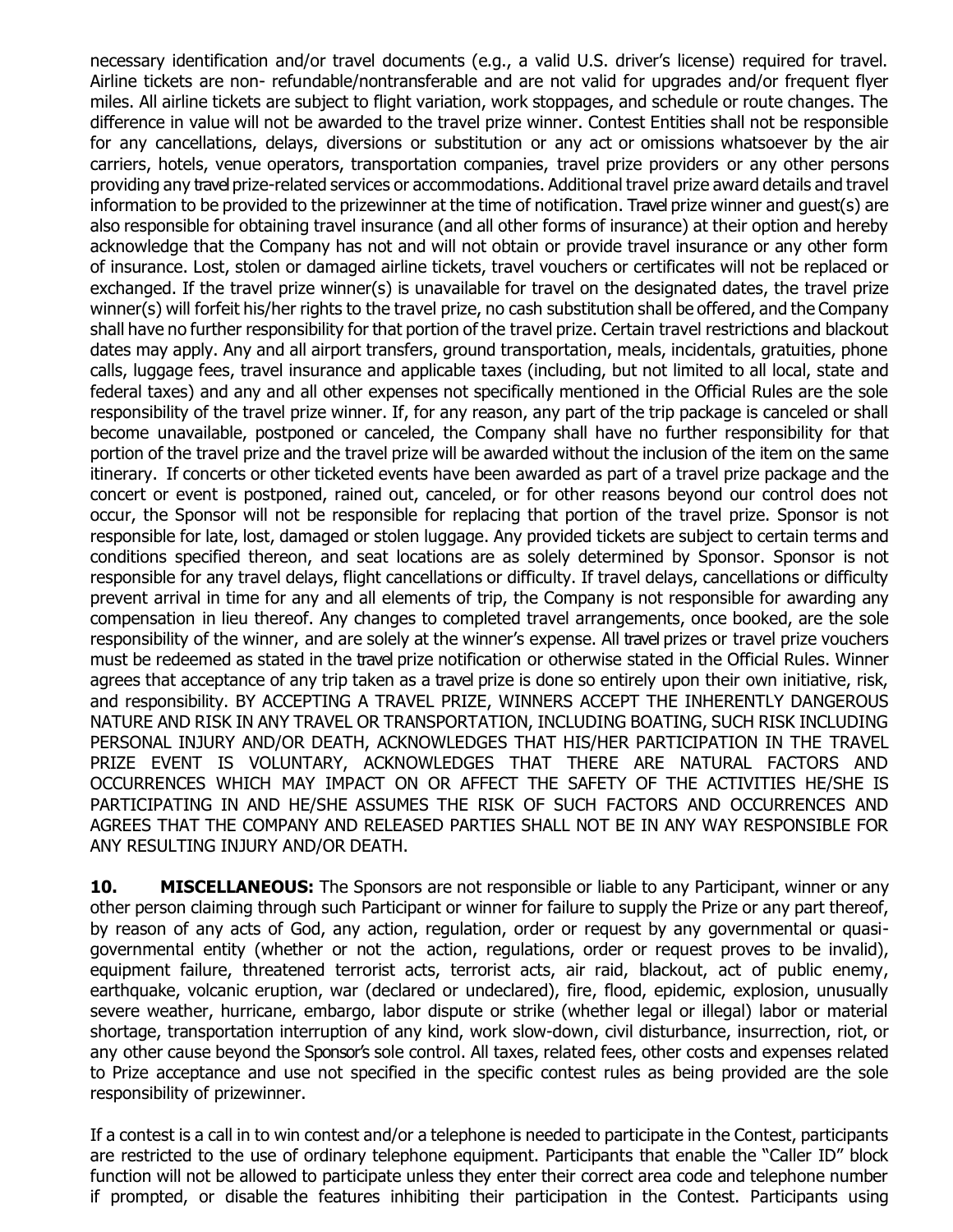necessary identification and/or travel documents (e.g., a valid U.S. driver's license) required for travel. Airline tickets are non- refundable/nontransferable and are not valid for upgrades and/or frequent flyer miles. All airline tickets are subject to flight variation, work stoppages, and schedule or route changes. The difference in value will not be awarded to the travel prize winner. Contest Entities shall not be responsible for any cancellations, delays, diversions or substitution or any act or omissions whatsoever by the air carriers, hotels, venue operators, transportation companies, travel prize providers or any other persons providing any travel prize-related services or accommodations. Additional travel prize award details and travel information to be provided to the prizewinner at the time of notification. Travel prize winner and guest(s) are also responsible for obtaining travel insurance (and all other forms of insurance) at their option and hereby acknowledge that the Company has not and will not obtain or provide travel insurance or any other form of insurance. Lost, stolen or damaged airline tickets, travel vouchers or certificates will not be replaced or exchanged. If the travel prize winner(s) is unavailable for travel on the designated dates, the travel prize winner(s) will forfeit his/her rights to the travel prize, no cash substitution shall be offered, and the Company shall have no further responsibility for that portion of the travel prize. Certain travel restrictions and blackout dates may apply. Any and all airport transfers, ground transportation, meals, incidentals, gratuities, phone calls, luggage fees, travel insurance and applicable taxes (including, but not limited to all local, state and federal taxes) and any and all other expenses not specifically mentioned in the Official Rules are the sole responsibility of the travel prize winner. If, for any reason, any part of the trip package is canceled or shall become unavailable, postponed or canceled, the Company shall have no further responsibility for that portion of the travel prize and the travel prize will be awarded without the inclusion of the item on the same itinerary. If concerts or other ticketed events have been awarded as part of a travel prize package and the concert or event is postponed, rained out, canceled, or for other reasons beyond our control does not occur, the Sponsor will not be responsible for replacing that portion of the travel prize. Sponsor is not responsible for late, lost, damaged or stolen luggage. Any provided tickets are subject to certain terms and conditions specified thereon, and seat locations are as solely determined by Sponsor. Sponsor is not responsible for any travel delays, flight cancellations or difficulty. If travel delays, cancellations or difficulty prevent arrival in time for any and all elements of trip, the Company is not responsible for awarding any compensation in lieu thereof. Any changes to completed travel arrangements, once booked, are the sole responsibility of the winner, and are solely at the winner's expense. All travel prizes or travel prize vouchers must be redeemed as stated in the travel prize notification or otherwise stated in the Official Rules. Winner agrees that acceptance of any trip taken as a travel prize is done so entirely upon their own initiative, risk, and responsibility. BY ACCEPTING A TRAVEL PRIZE, WINNERS ACCEPT THE INHERENTLY DANGEROUS NATURE AND RISK IN ANY TRAVEL OR TRANSPORTATION, INCLUDING BOATING, SUCH RISK INCLUDING PERSONAL INJURY AND/OR DEATH, ACKNOWLEDGES THAT HIS/HER PARTICIPATION IN THE TRAVEL PRIZE EVENT IS VOLUNTARY, ACKNOWLEDGES THAT THERE ARE NATURAL FACTORS AND OCCURRENCES WHICH MAY IMPACT ON OR AFFECT THE SAFETY OF THE ACTIVITIES HE/SHE IS PARTICIPATING IN AND HE/SHE ASSUMES THE RISK OF SUCH FACTORS AND OCCURRENCES AND AGREES THAT THE COMPANY AND RELEASED PARTIES SHALL NOT BE IN ANY WAY RESPONSIBLE FOR ANY RESULTING INJURY AND/OR DEATH.

**10. MISCELLANEOUS:** The Sponsors are not responsible or liable to any Participant, winner or any other person claiming through such Participant or winner for failure to supply the Prize or any part thereof, by reason of any acts of God, any action, regulation, order or request by any governmental or quasi-governmental entity (whether or not the action, regulations, order or request proves to be invalid), equipment failure, threatened terrorist acts, terrorist acts, air raid, blackout, act of public enemy, earthquake, volcanic eruption, war (declared or undeclared), fire, flood, epidemic, explosion, unusually severe weather, hurricane, embargo, labor dispute or strike (whether legal or illegal) labor or material shortage, transportation interruption of any kind, work slow-down, civil disturbance, insurrection, riot, or any other cause beyond the Sponsor's sole control. All taxes, related fees, other costs and expenses related to Prize acceptance and use not specified in the specific contest rules as being provided are the sole responsibility of prizewinner.

If a contest is a call in to win contest and/or a telephone is needed to participate in the Contest, participants are restricted to the use of ordinary telephone equipment. Participants that enable the "Caller ID" block function will not be allowed to participate unless they enter their correct area code and telephone number if prompted, or disable the features inhibiting their participation in the Contest. Participants using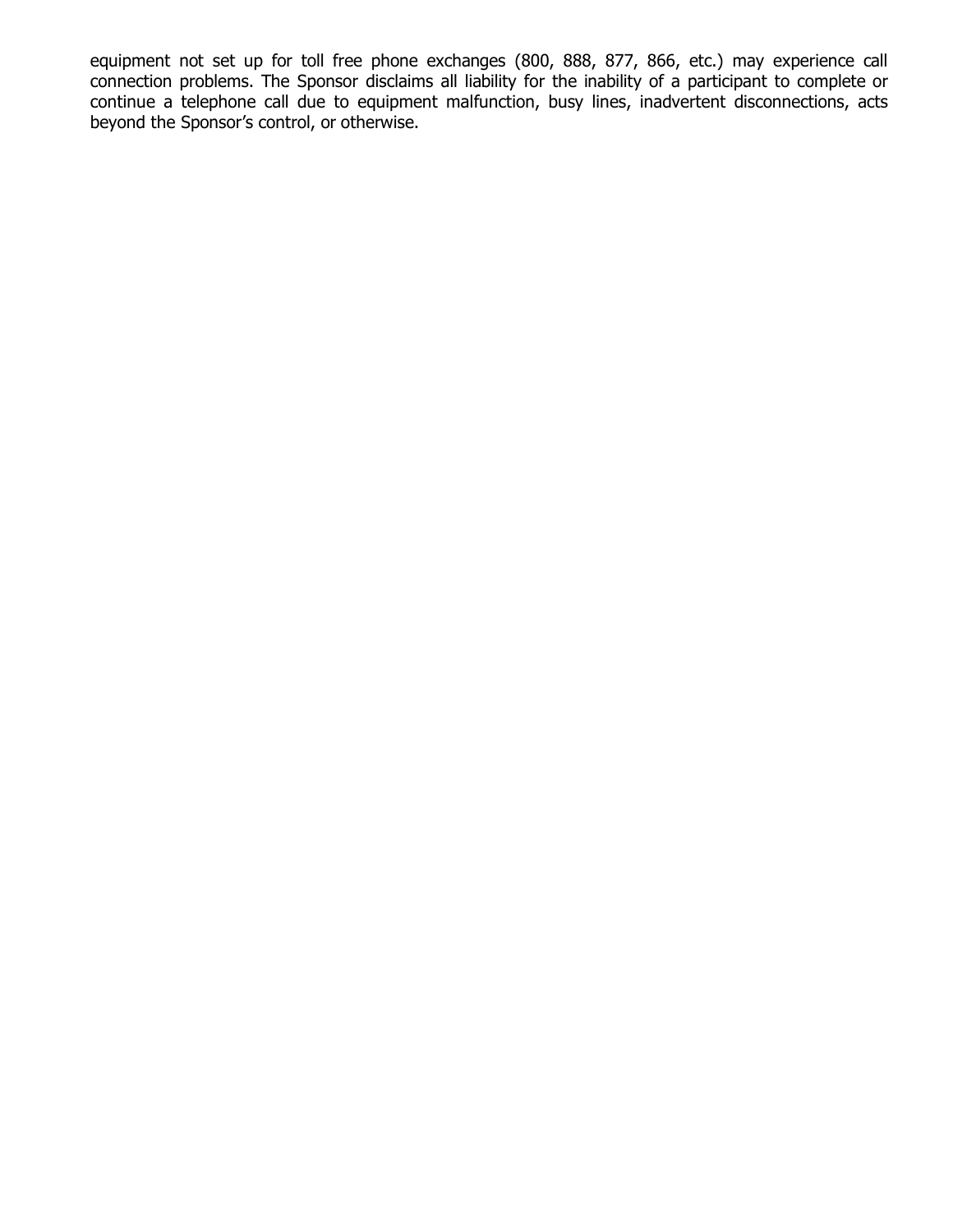equipment not set up for toll free phone exchanges (800, 888, 877, 866, etc.) may experience call connection problems. The Sponsor disclaims all liability for the inability of a participant to complete or continue a telephone call due to equipment malfunction, busy lines, inadvertent disconnections, acts beyond the Sponsor's control, or otherwise.